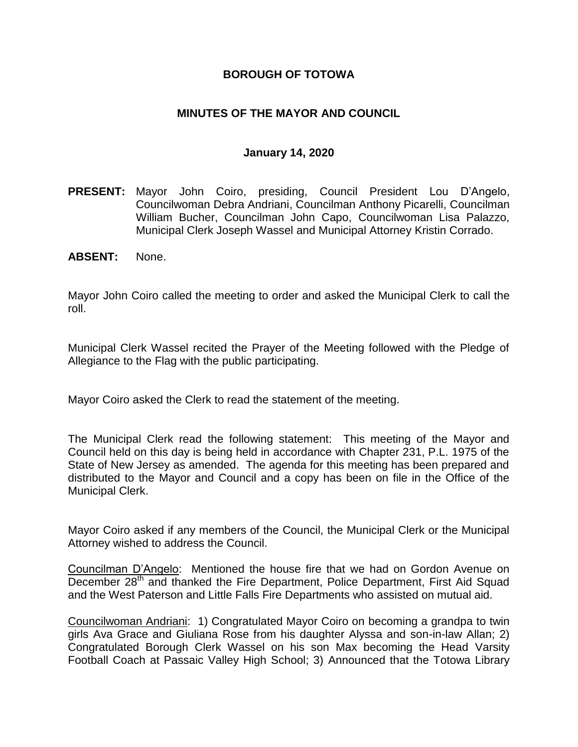# BOROUGH OF TOTOWA

## MINUTES OF THE MAYOR AND COUNCIL

### January 14, 2020

**PRESENT:** Mayor John Coiro, presiding, Council President Lou D'Angelo, Councilwoman Debra Andriani, Councilman Anthony Picarelli, Councilman William Bucher, Councilman John Capo, Councilwoman Lisa Palazzo, Municipal Clerk Joseph Wassel and Municipal Attorney Kristin Corrado.

**ABSENT:** None.

Mayor John Coiro called the meeting to order and asked the Municipal Clerk to call the roll.

Municipal Clerk Wassel recited the Prayer of the Meeting followed with the Pledge of Allegiance to the Flag with the public participating.

Mayor Coiro asked the Clerk to read the statement of the meeting.

The Municipal Clerk read the following statement: This meeting of the Mayor and Council held on this day is being held in accordance with Chapter 231, P.L. 1975 of the State of New Jersey as amended. The agenda for this meeting has been prepared and distributed to the Mayor and Council and a copy has been on file in the Office of the Municipal Clerk.

Mayor Coiro asked if any members of the Council, the Municipal Clerk or the Municipal Attorney wished to address the Council.

Councilman D'Angelo: Mentioned the house fire that we had on Gordon Avenue on December 28th and thanked the Fire Department, Police Department, First Aid Squad and the West Paterson and Little Falls Fire Departments who assisted on mutual aid.

Councilwoman Andriani: 1) Congratulated Mayor Coiro on becoming a grandpa to twin girls Ava Grace and Giuliana Rose from his daughter Alyssa and son-in-law Allan; 2) Congratulated Borough Clerk Wassel on his son Max becoming the Head Varsity Football Coach at Passaic Valley High School; 3) Announced that the Totowa Library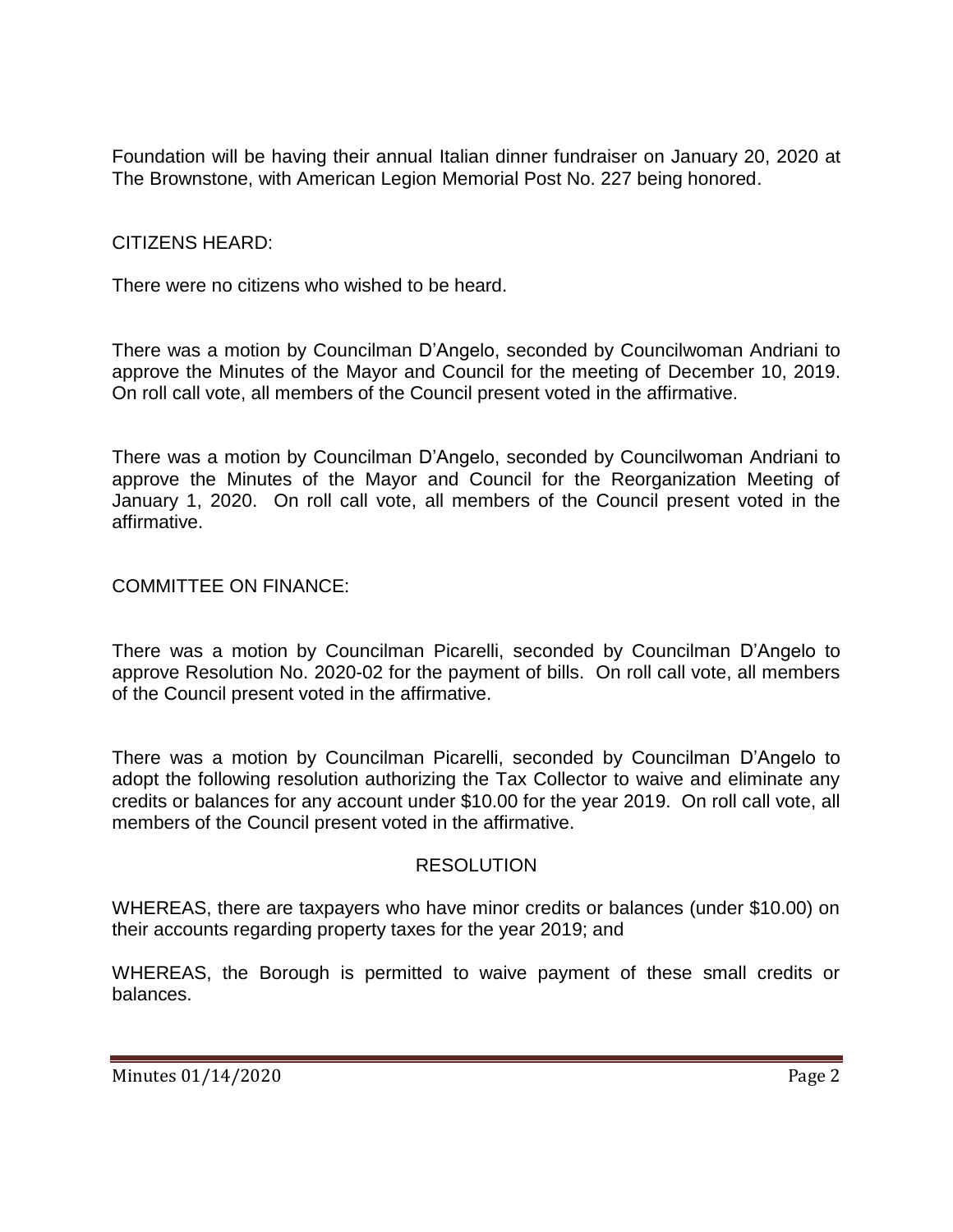Foundation will be having their annual Italian dinner fundraiser on January 20, 2020 at The Brownstone, with American Legion Memorial Post No. 227 being honored.

CITIZENS HEARD:

There were no citizens who wished to be heard.

There was a motion by Councilman D'Angelo, seconded by Councilwoman Andriani to approve the Minutes of the Mayor and Council for the meeting of December 10, 2019. On roll call vote, all members of the Council present voted in the affirmative.

There was a motion by Councilman D'Angelo, seconded by Councilwoman Andriani to approve the Minutes of the Mayor and Council for the Reorganization Meeting of January 1, 2020. On roll call vote, all members of the Council present voted in the affirmative.

COMMITTEE ON FINANCE:

There was a motion by Councilman Picarelli, seconded by Councilman D'Angelo to approve Resolution No. 2020-02 for the payment of bills. On roll call vote, all members of the Council present voted in the affirmative.

There was a motion by Councilman Picarelli, seconded by Councilman D'Angelo to adopt the following resolution authorizing the Tax Collector to waive and eliminate any credits or balances for any account under $10.00 for the year 2019. On roll call vote, all members of the Council present voted in the affirmative.

RESOLUTION

WHEREAS, there are taxpayers who have minor credits or balances (under $10.00) on their accounts regarding property taxes for the year 2019; and

WHEREAS, the Borough is permitted to waive payment of these small credits or balances.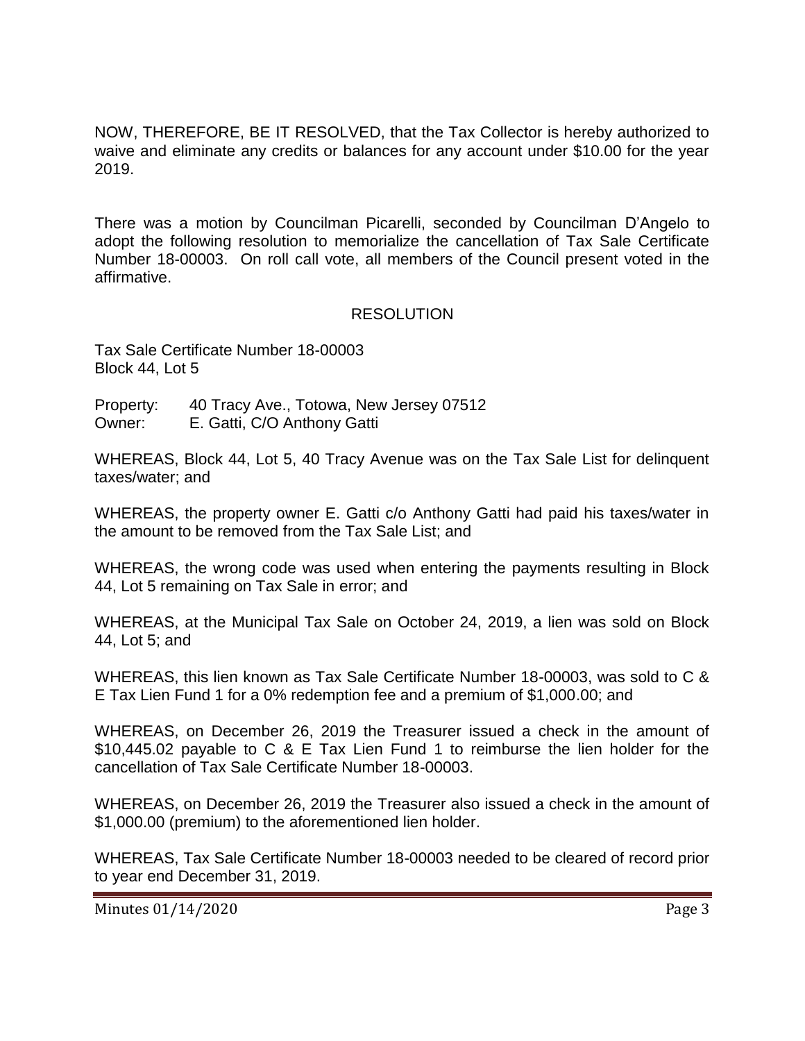NOW, THEREFORE, BE IT RESOLVED, that the Tax Collector is hereby authorized to waive and eliminate any credits or balances for any account under $10.00 for the year 2019.

There was a motion by Councilman Picarelli, seconded by Councilman D'Angelo to adopt the following resolution to memorialize the cancellation of Tax Sale Certificate Number 18-00003. On roll call vote, all members of the Council present voted in the affirmative.

RESOLUTION

Tax Sale Certificate Number 18-00003
Block 44, Lot 5

Property: 40 Tracy Ave., Totowa, New Jersey 07512
Owner: E. Gatti, C/O Anthony Gatti

WHEREAS, Block 44, Lot 5, 40 Tracy Avenue was on the Tax Sale List for delinquent taxes/water; and

WHEREAS, the property owner E. Gatti c/o Anthony Gatti had paid his taxes/water in the amount to be removed from the Tax Sale List; and

WHEREAS, the wrong code was used when entering the payments resulting in Block 44, Lot 5 remaining on Tax Sale in error; and

WHEREAS, at the Municipal Tax Sale on October 24, 2019, a lien was sold on Block 44, Lot 5; and

WHEREAS, this lien known as Tax Sale Certificate Number 18-00003, was sold to C & E Tax Lien Fund 1 for a 0% redemption fee and a premium of $1,000.00; and

WHEREAS, on December 26, 2019 the Treasurer issued a check in the amount of $10,445.02 payable to C & E Tax Lien Fund 1 to reimburse the lien holder for the cancellation of Tax Sale Certificate Number 18-00003.

WHEREAS, on December 26, 2019 the Treasurer also issued a check in the amount of $1,000.00 (premium) to the aforementioned lien holder.

WHEREAS, Tax Sale Certificate Number 18-00003 needed to be cleared of record prior to year end December 31, 2019.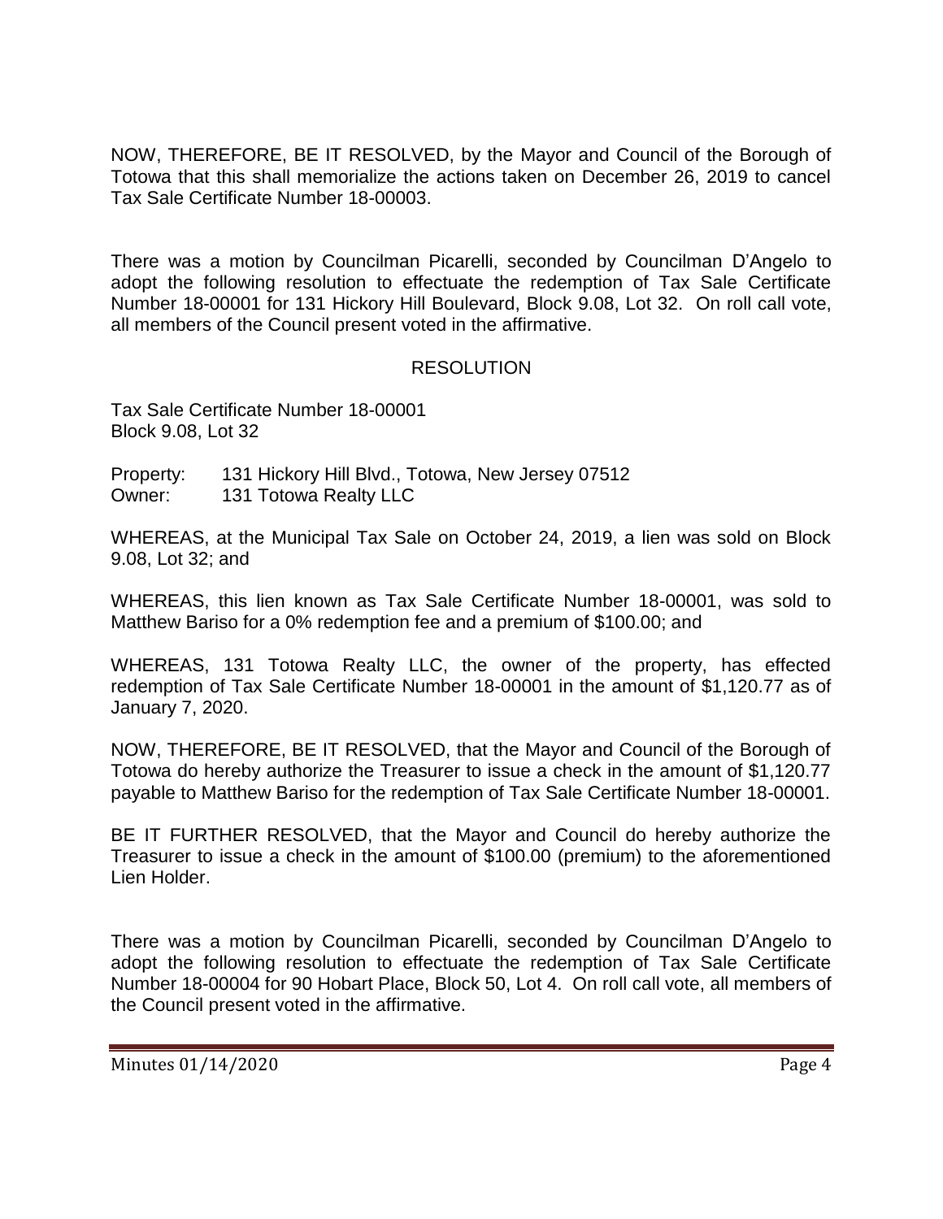NOW, THEREFORE, BE IT RESOLVED, by the Mayor and Council of the Borough of Totowa that this shall memorialize the actions taken on December 26, 2019 to cancel Tax Sale Certificate Number 18-00003.

There was a motion by Councilman Picarelli, seconded by Councilman D'Angelo to adopt the following resolution to effectuate the redemption of Tax Sale Certificate Number 18-00001 for 131 Hickory Hill Boulevard, Block 9.08, Lot 32. On roll call vote, all members of the Council present voted in the affirmative.

RESOLUTION

Tax Sale Certificate Number 18-00001
Block 9.08, Lot 32

Property: 131 Hickory Hill Blvd., Totowa, New Jersey 07512
Owner: 131 Totowa Realty LLC

WHEREAS, at the Municipal Tax Sale on October 24, 2019, a lien was sold on Block 9.08, Lot 32; and

WHEREAS, this lien known as Tax Sale Certificate Number 18-00001, was sold to Matthew Bariso for a 0% redemption fee and a premium of $100.00; and

WHEREAS, 131 Totowa Realty LLC, the owner of the property, has effected redemption of Tax Sale Certificate Number 18-00001 in the amount of $1,120.77 as of January 7, 2020.

NOW, THEREFORE, BE IT RESOLVED, that the Mayor and Council of the Borough of Totowa do hereby authorize the Treasurer to issue a check in the amount of $1,120.77 payable to Matthew Bariso for the redemption of Tax Sale Certificate Number 18-00001.

BE IT FURTHER RESOLVED, that the Mayor and Council do hereby authorize the Treasurer to issue a check in the amount of $100.00 (premium) to the aforementioned Lien Holder.

There was a motion by Councilman Picarelli, seconded by Councilman D'Angelo to adopt the following resolution to effectuate the redemption of Tax Sale Certificate Number 18-00004 for 90 Hobart Place, Block 50, Lot 4. On roll call vote, all members of the Council present voted in the affirmative.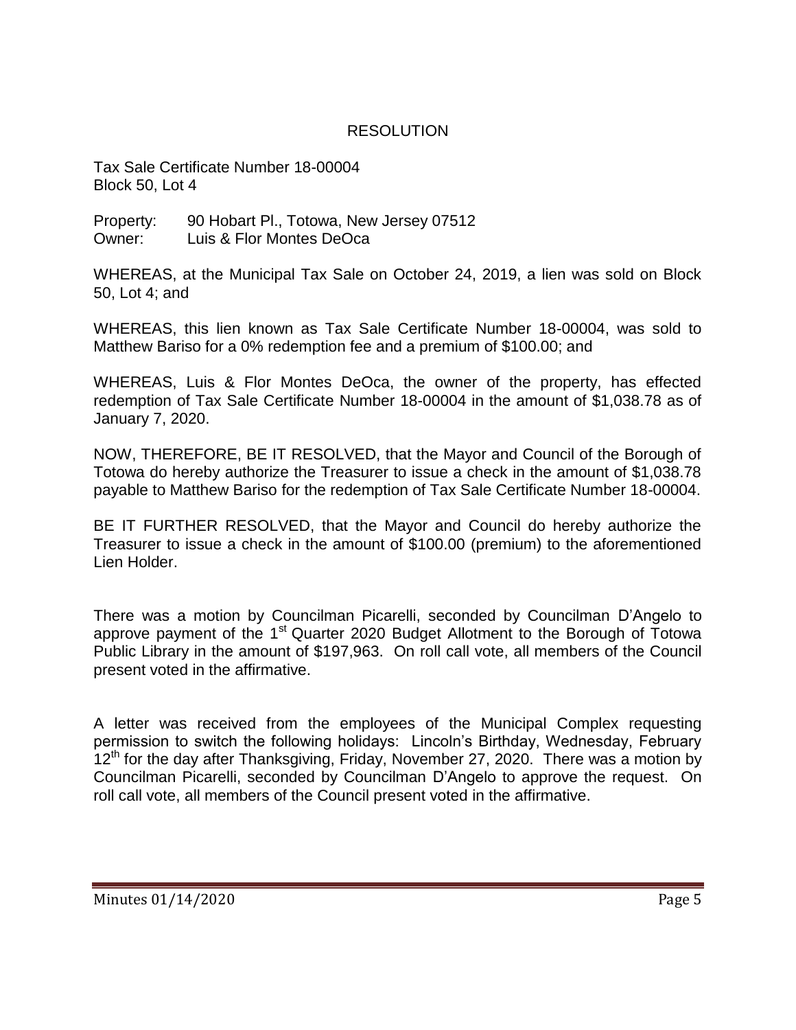## RESOLUTION

Tax Sale Certificate Number 18-00004
Block 50, Lot 4

Property: 90 Hobart Pl., Totowa, New Jersey 07512
Owner: Luis & Flor Montes DeOca

WHEREAS, at the Municipal Tax Sale on October 24, 2019, a lien was sold on Block 50, Lot 4; and

WHEREAS, this lien known as Tax Sale Certificate Number 18-00004, was sold to Matthew Bariso for a 0% redemption fee and a premium of $100.00; and

WHEREAS, Luis & Flor Montes DeOca, the owner of the property, has effected redemption of Tax Sale Certificate Number 18-00004 in the amount of $1,038.78 as of January 7, 2020.

NOW, THEREFORE, BE IT RESOLVED, that the Mayor and Council of the Borough of Totowa do hereby authorize the Treasurer to issue a check in the amount of $1,038.78 payable to Matthew Bariso for the redemption of Tax Sale Certificate Number 18-00004.

BE IT FURTHER RESOLVED, that the Mayor and Council do hereby authorize the Treasurer to issue a check in the amount of $100.00 (premium) to the aforementioned Lien Holder.

There was a motion by Councilman Picarelli, seconded by Councilman D'Angelo to approve payment of the 1st Quarter 2020 Budget Allotment to the Borough of Totowa Public Library in the amount of $197,963. On roll call vote, all members of the Council present voted in the affirmative.

A letter was received from the employees of the Municipal Complex requesting permission to switch the following holidays: Lincoln's Birthday, Wednesday, February 12th for the day after Thanksgiving, Friday, November 27, 2020. There was a motion by Councilman Picarelli, seconded by Councilman D'Angelo to approve the request. On roll call vote, all members of the Council present voted in the affirmative.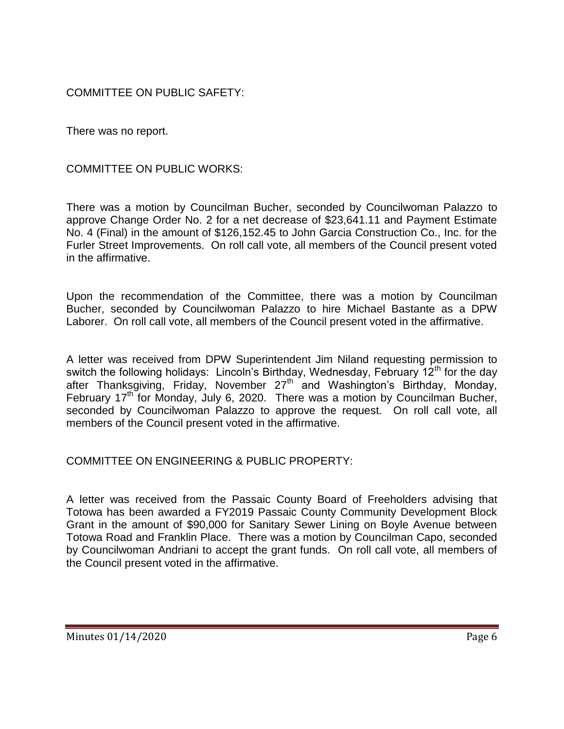COMMITTEE ON PUBLIC SAFETY:

There was no report.

COMMITTEE ON PUBLIC WORKS:

There was a motion by Councilman Bucher, seconded by Councilwoman Palazzo to approve Change Order No. 2 for a net decrease of $23,641.11 and Payment Estimate No. 4 (Final) in the amount of $126,152.45 to John Garcia Construction Co., Inc. for the Furler Street Improvements. On roll call vote, all members of the Council present voted in the affirmative.

Upon the recommendation of the Committee, there was a motion by Councilman Bucher, seconded by Councilwoman Palazzo to hire Michael Bastante as a DPW Laborer. On roll call vote, all members of the Council present voted in the affirmative.

A letter was received from DPW Superintendent Jim Niland requesting permission to switch the following holidays: Lincoln's Birthday, Wednesday, February 12th for the day after Thanksgiving, Friday, November 27th and Washington's Birthday, Monday, February 17th for Monday, July 6, 2020. There was a motion by Councilman Bucher, seconded by Councilwoman Palazzo to approve the request. On roll call vote, all members of the Council present voted in the affirmative.

COMMITTEE ON ENGINEERING & PUBLIC PROPERTY:

A letter was received from the Passaic County Board of Freeholders advising that Totowa has been awarded a FY2019 Passaic County Community Development Block Grant in the amount of $90,000 for Sanitary Sewer Lining on Boyle Avenue between Totowa Road and Franklin Place. There was a motion by Councilman Capo, seconded by Councilwoman Andriani to accept the grant funds. On roll call vote, all members of the Council present voted in the affirmative.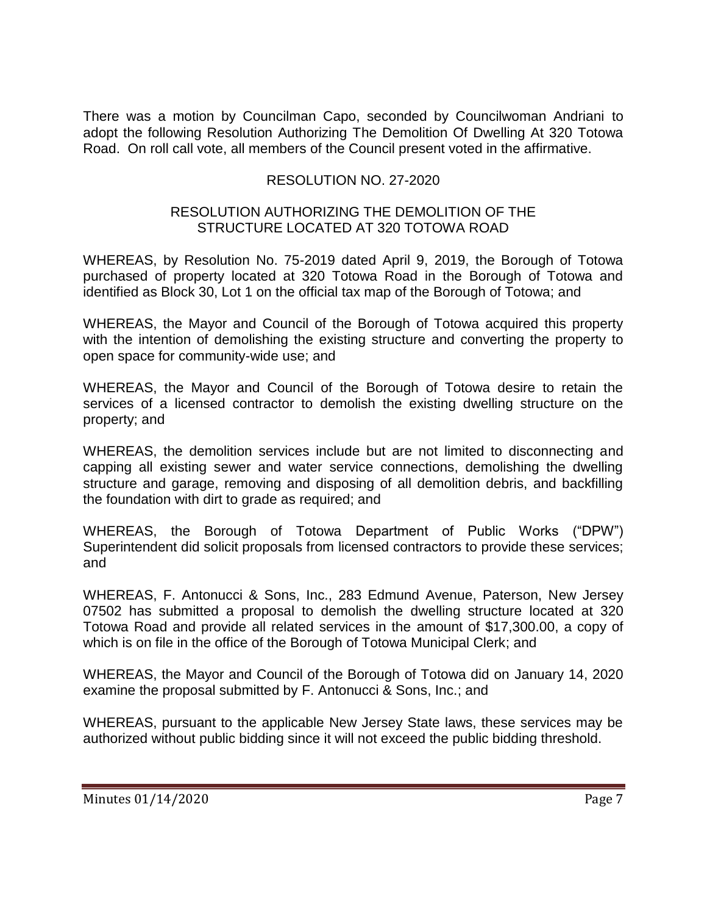There was a motion by Councilman Capo, seconded by Councilwoman Andriani to adopt the following Resolution Authorizing The Demolition Of Dwelling At 320 Totowa Road. On roll call vote, all members of the Council present voted in the affirmative.

RESOLUTION NO. 27-2020

RESOLUTION AUTHORIZING THE DEMOLITION OF THE STRUCTURE LOCATED AT 320 TOTOWA ROAD

WHEREAS, by Resolution No. 75-2019 dated April 9, 2019, the Borough of Totowa purchased of property located at 320 Totowa Road in the Borough of Totowa and identified as Block 30, Lot 1 on the official tax map of the Borough of Totowa; and

WHEREAS, the Mayor and Council of the Borough of Totowa acquired this property with the intention of demolishing the existing structure and converting the property to open space for community-wide use; and

WHEREAS, the Mayor and Council of the Borough of Totowa desire to retain the services of a licensed contractor to demolish the existing dwelling structure on the property; and

WHEREAS, the demolition services include but are not limited to disconnecting and capping all existing sewer and water service connections, demolishing the dwelling structure and garage, removing and disposing of all demolition debris, and backfilling the foundation with dirt to grade as required; and

WHEREAS, the Borough of Totowa Department of Public Works ("DPW") Superintendent did solicit proposals from licensed contractors to provide these services; and

WHEREAS, F. Antonucci & Sons, Inc., 283 Edmund Avenue, Paterson, New Jersey 07502 has submitted a proposal to demolish the dwelling structure located at 320 Totowa Road and provide all related services in the amount of $17,300.00, a copy of which is on file in the office of the Borough of Totowa Municipal Clerk; and

WHEREAS, the Mayor and Council of the Borough of Totowa did on January 14, 2020 examine the proposal submitted by F. Antonucci & Sons, Inc.; and

WHEREAS, pursuant to the applicable New Jersey State laws, these services may be authorized without public bidding since it will not exceed the public bidding threshold.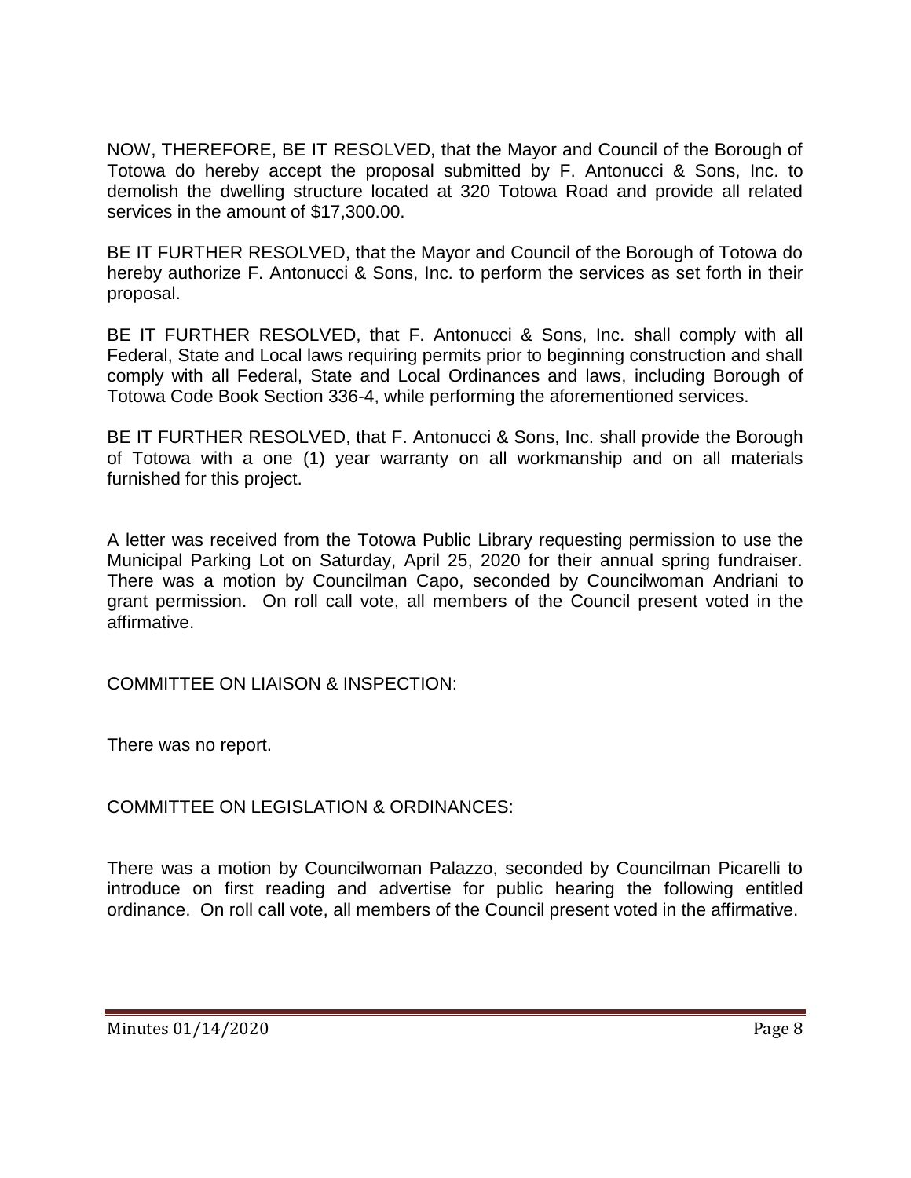NOW, THEREFORE, BE IT RESOLVED, that the Mayor and Council of the Borough of Totowa do hereby accept the proposal submitted by F. Antonucci & Sons, Inc. to demolish the dwelling structure located at 320 Totowa Road and provide all related services in the amount of $17,300.00.

BE IT FURTHER RESOLVED, that the Mayor and Council of the Borough of Totowa do hereby authorize F. Antonucci & Sons, Inc. to perform the services as set forth in their proposal.

BE IT FURTHER RESOLVED, that F. Antonucci & Sons, Inc. shall comply with all Federal, State and Local laws requiring permits prior to beginning construction and shall comply with all Federal, State and Local Ordinances and laws, including Borough of Totowa Code Book Section 336-4, while performing the aforementioned services.

BE IT FURTHER RESOLVED, that F. Antonucci & Sons, Inc. shall provide the Borough of Totowa with a one (1) year warranty on all workmanship and on all materials furnished for this project.

A letter was received from the Totowa Public Library requesting permission to use the Municipal Parking Lot on Saturday, April 25, 2020 for their annual spring fundraiser. There was a motion by Councilman Capo, seconded by Councilwoman Andriani to grant permission. On roll call vote, all members of the Council present voted in the affirmative.

COMMITTEE ON LIAISON & INSPECTION:

There was no report.

COMMITTEE ON LEGISLATION & ORDINANCES:

There was a motion by Councilwoman Palazzo, seconded by Councilman Picarelli to introduce on first reading and advertise for public hearing the following entitled ordinance. On roll call vote, all members of the Council present voted in the affirmative.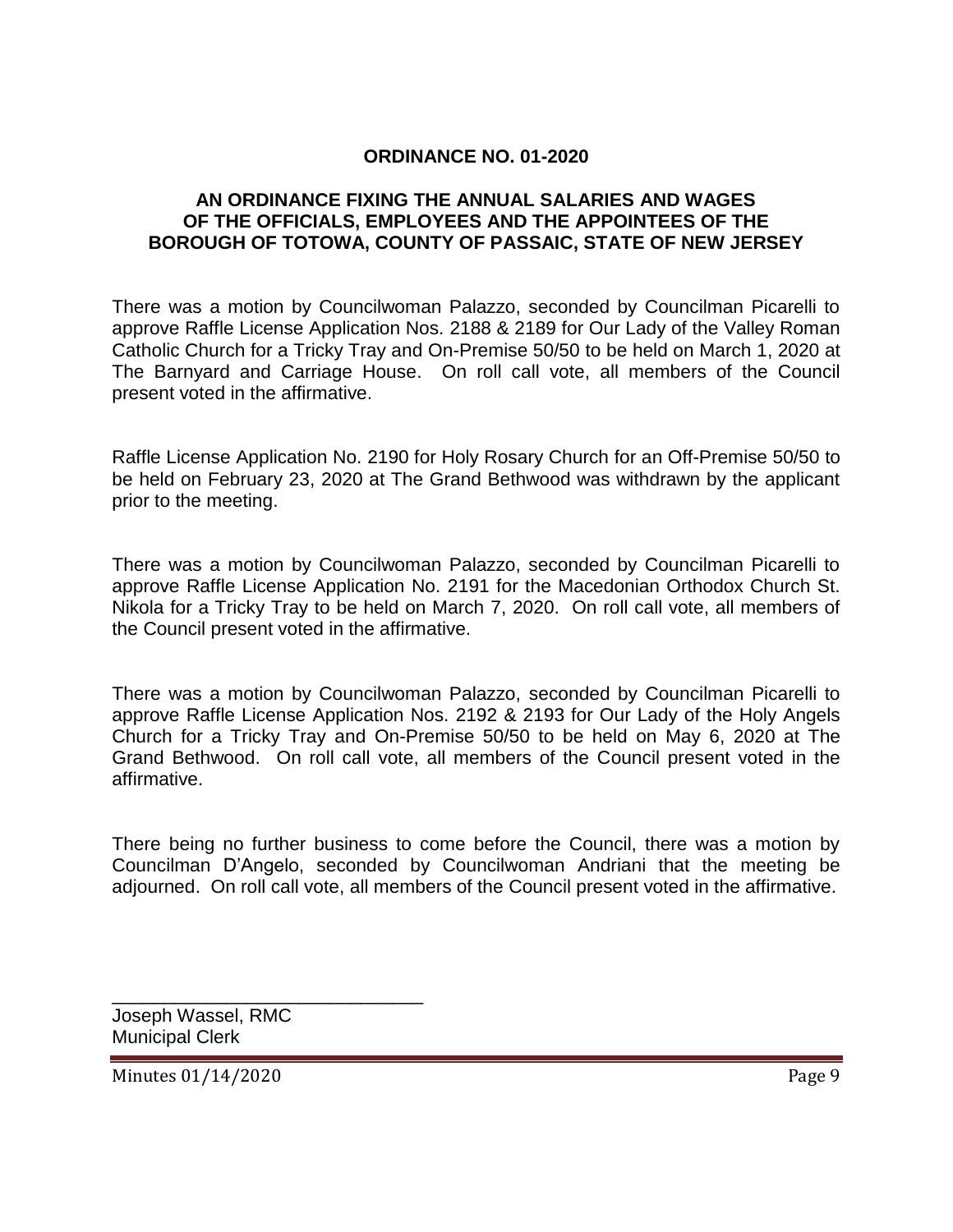**ORDINANCE NO. 01-2020**

**AN ORDINANCE FIXING THE ANNUAL SALARIES AND WAGES OF THE OFFICIALS, EMPLOYEES AND THE APPOINTEES OF THE BOROUGH OF TOTOWA, COUNTY OF PASSAIC, STATE OF NEW JERSEY**

There was a motion by Councilwoman Palazzo, seconded by Councilman Picarelli to approve Raffle License Application Nos. 2188 & 2189 for Our Lady of the Valley Roman Catholic Church for a Tricky Tray and On-Premise 50/50 to be held on March 1, 2020 at The Barnyard and Carriage House. On roll call vote, all members of the Council present voted in the affirmative.

Raffle License Application No. 2190 for Holy Rosary Church for an Off-Premise 50/50 to be held on February 23, 2020 at The Grand Bethwood was withdrawn by the applicant prior to the meeting.

There was a motion by Councilwoman Palazzo, seconded by Councilman Picarelli to approve Raffle License Application No. 2191 for the Macedonian Orthodox Church St. Nikola for a Tricky Tray to be held on March 7, 2020. On roll call vote, all members of the Council present voted in the affirmative.

There was a motion by Councilwoman Palazzo, seconded by Councilman Picarelli to approve Raffle License Application Nos. 2192 & 2193 for Our Lady of the Holy Angels Church for a Tricky Tray and On-Premise 50/50 to be held on May 6, 2020 at The Grand Bethwood. On roll call vote, all members of the Council present voted in the affirmative.

There being no further business to come before the Council, there was a motion by Councilman D'Angelo, seconded by Councilwoman Andriani that the meeting be adjourned. On roll call vote, all members of the Council present voted in the affirmative.

\_\_\_\_\_\_\_\_\_\_\_\_\_\_\_\_\_\_\_\_\_\_\_\_\_\_\_\_\_\_

Joseph Wassel, RMC
Municipal Clerk